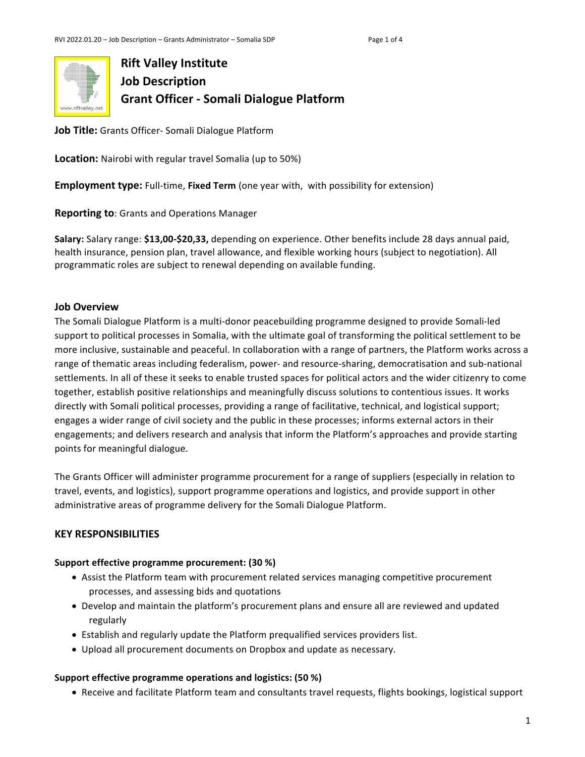# Rift Valley Institute
# Job Description
# Grant Officer - Somali Dialogue Platform

**Job Title:** Grants Officer- Somali Dialogue Platform

**Location:** Nairobi with regular travel Somalia (up to 50%)

**Employment type:** Full-time, **Fixed Term** (one year with,  with possibility for extension)

**Reporting to**: Grants and Operations Manager

**Salary:** Salary range: **$13,00-$20,33,** depending on experience. Other benefits include 28 days annual paid, health insurance, pension plan, travel allowance, and flexible working hours (subject to negotiation). All programmatic roles are subject to renewal depending on available funding.

## Job Overview

The Somali Dialogue Platform is a multi-donor peacebuilding programme designed to provide Somali-led support to political processes in Somalia, with the ultimate goal of transforming the political settlement to be more inclusive, sustainable and peaceful. In collaboration with a range of partners, the Platform works across a range of thematic areas including federalism, power- and resource-sharing, democratisation and sub-national settlements. In all of these it seeks to enable trusted spaces for political actors and the wider citizenry to come together, establish positive relationships and meaningfully discuss solutions to contentious issues. It works directly with Somali political processes, providing a range of facilitative, technical, and logistical support; engages a wider range of civil society and the public in these processes; informs external actors in their engagements; and delivers research and analysis that inform the Platform's approaches and provide starting points for meaningful dialogue.

The Grants Officer will administer programme procurement for a range of suppliers (especially in relation to travel, events, and logistics), support programme operations and logistics, and provide support in other administrative areas of programme delivery for the Somali Dialogue Platform.

## KEY RESPONSIBILITIES

**Support effective programme procurement: (30 %)**

- Assist the Platform team with procurement related services managing competitive procurement processes, and assessing bids and quotations
- Develop and maintain the platform's procurement plans and ensure all are reviewed and updated regularly
- Establish and regularly update the Platform prequalified services providers list.
- Upload all procurement documents on Dropbox and update as necessary.

**Support effective programme operations and logistics: (50 %)**

- Receive and facilitate Platform team and consultants travel requests, flights bookings, logistical support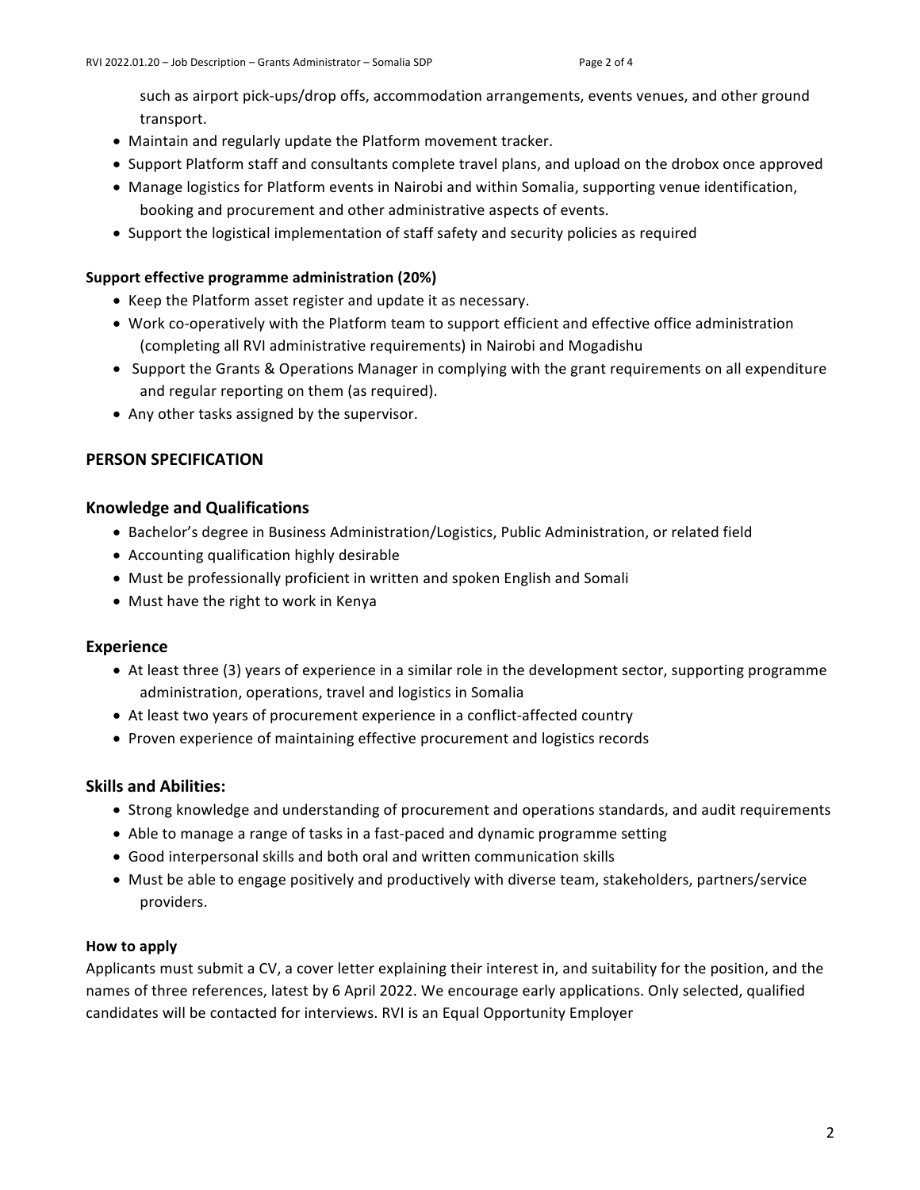such as airport pick-ups/drop offs, accommodation arrangements, events venues, and other ground transport.

- Maintain and regularly update the Platform movement tracker.
- Support Platform staff and consultants complete travel plans, and upload on the drobox once approved
- Manage logistics for Platform events in Nairobi and within Somalia, supporting venue identification, booking and procurement and other administrative aspects of events.
- Support the logistical implementation of staff safety and security policies as required

**Support effective programme administration (20%)**

- Keep the Platform asset register and update it as necessary.
- Work co-operatively with the Platform team to support efficient and effective office administration (completing all RVI administrative requirements) in Nairobi and Mogadishu
- Support the Grants & Operations Manager in complying with the grant requirements on all expenditure and regular reporting on them (as required).
- Any other tasks assigned by the supervisor.

## PERSON SPECIFICATION

### Knowledge and Qualifications

- Bachelor's degree in Business Administration/Logistics, Public Administration, or related field
- Accounting qualification highly desirable
- Must be professionally proficient in written and spoken English and Somali
- Must have the right to work in Kenya

### Experience

- At least three (3) years of experience in a similar role in the development sector, supporting programme administration, operations, travel and logistics in Somalia
- At least two years of procurement experience in a conflict-affected country
- Proven experience of maintaining effective procurement and logistics records

### Skills and Abilities:

- Strong knowledge and understanding of procurement and operations standards, and audit requirements
- Able to manage a range of tasks in a fast-paced and dynamic programme setting
- Good interpersonal skills and both oral and written communication skills
- Must be able to engage positively and productively with diverse team, stakeholders, partners/service providers.

**How to apply**

Applicants must submit a CV, a cover letter explaining their interest in, and suitability for the position, and the names of three references, latest by 6 April 2022. We encourage early applications. Only selected, qualified candidates will be contacted for interviews. RVI is an Equal Opportunity Employer